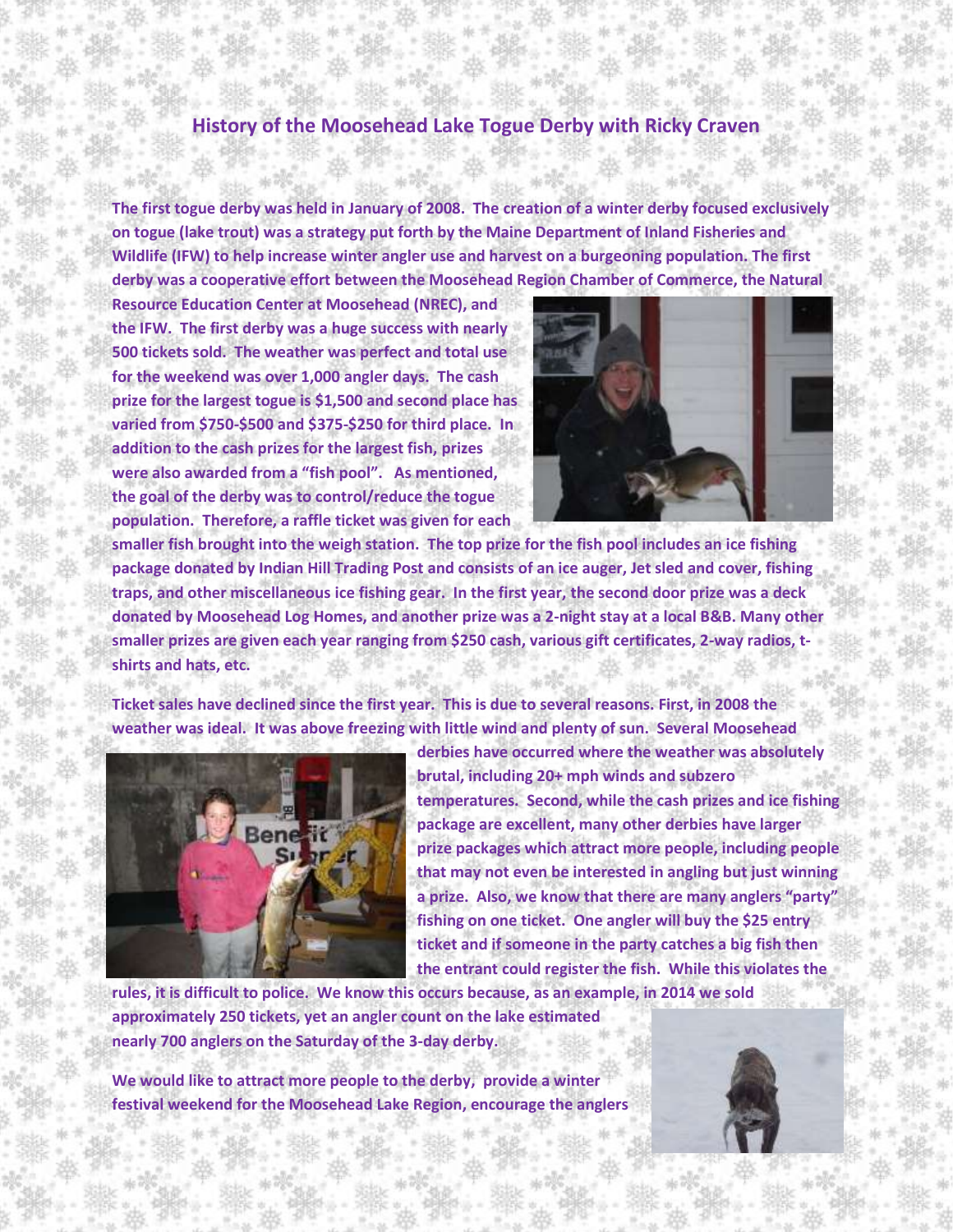## History of the Moosehead Lake Togue Derby with Ricky Craven

**The first togue derby was held in January of 2008. The creation of a winter derby focused exclusively on togue (lake trout) was a strategy put forth by the Maine Department of Inland Fisheries and Wildlife (IFW) to help increase winter angler use and harvest on a burgeoning population. The first derby was a cooperative effort between the Moosehead Region Chamber of Commerce, the Natural Resource Education Center at Moosehead (NREC), and the IFW. The first derby was a huge success with nearly 500 tickets sold. The weather was perfect and total use for the weekend was over 1,000 angler days. The cash prize for the largest togue is $1,500 and second place has varied from $750-$500 and $375-$250 for third place. In addition to the cash prizes for the largest fish, prizes were also awarded from a "fish pool". As mentioned, the goal of the derby was to control/reduce the togue population. Therefore, a raffle ticket was given for each smaller fish brought into the weigh station. The top prize for the fish pool includes an ice fishing package donated by Indian Hill Trading Post and consists of an ice auger, Jet sled and cover, fishing traps, and other miscellaneous ice fishing gear. In the first year, the second door prize was a deck donated by Moosehead Log Homes, and another prize was a 2-night stay at a local B&B. Many other smaller prizes are given each year ranging from $250 cash, various gift certificates, 2-way radios, t-shirts and hats, etc.**

**Ticket sales have declined since the first year. This is due to several reasons. First, in 2008 the weather was ideal. It was above freezing with little wind and plenty of sun. Several Moosehead derbies have occurred where the weather was absolutely brutal, including 20+ mph winds and subzero temperatures. Second, while the cash prizes and ice fishing package are excellent, many other derbies have larger prize packages which attract more people, including people that may not even be interested in angling but just winning a prize. Also, we know that there are many anglers "party" fishing on one ticket. One angler will buy the $25 entry ticket and if someone in the party catches a big fish then the entrant could register the fish. While this violates the rules, it is difficult to police. We know this occurs because, as an example, in 2014 we sold approximately 250 tickets, yet an angler count on the lake estimated nearly 700 anglers on the Saturday of the 3-day derby.**

**We would like to attract more people to the derby, provide a winter festival weekend for the Moosehead Lake Region, encourage the anglers**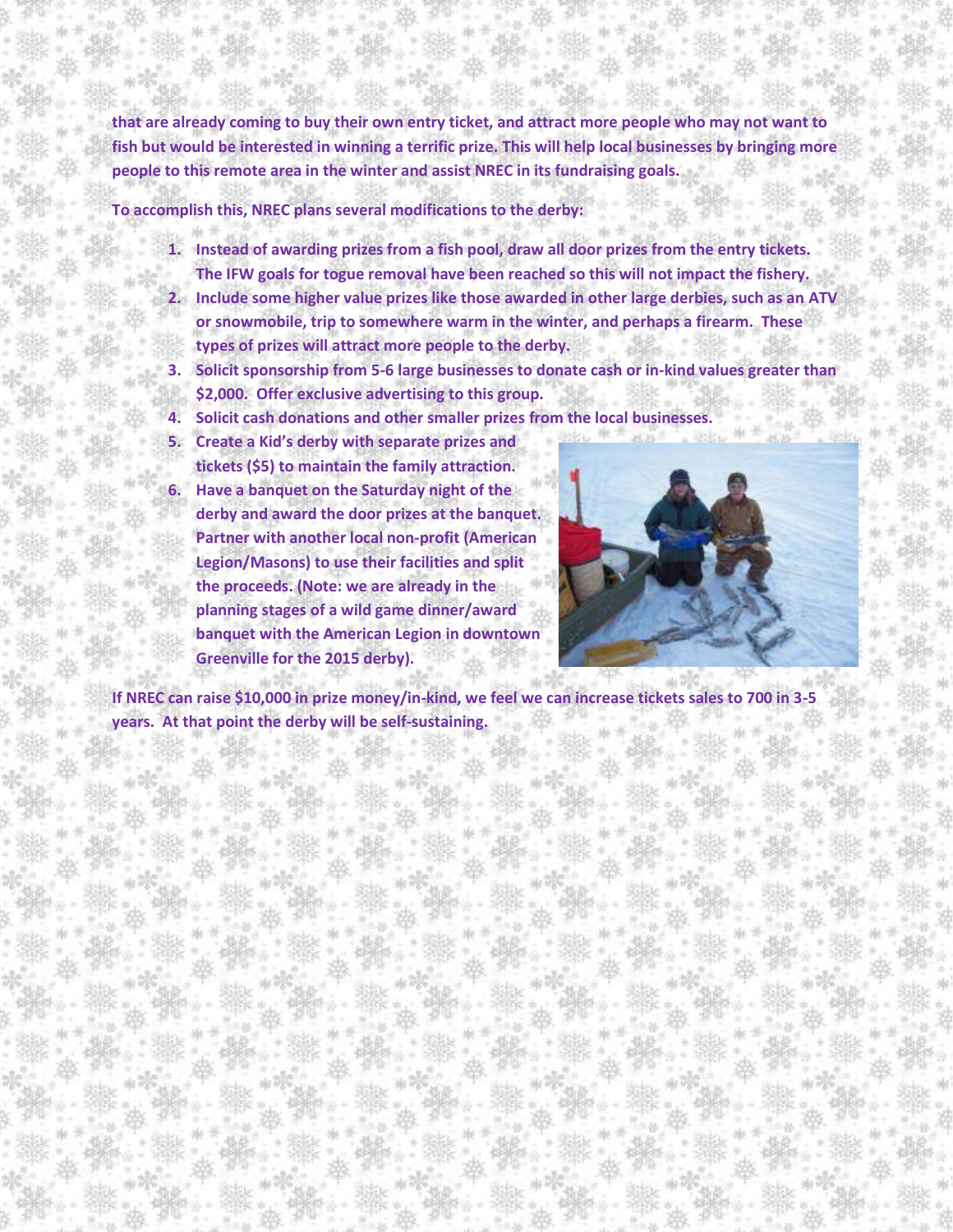**that are already coming to buy their own entry ticket, and attract more people who may not want to fish but would be interested in winning a terrific prize. This will help local businesses by bringing more people to this remote area in the winter and assist NREC in its fundraising goals.**

**To accomplish this, NREC plans several modifications to the derby:**

1. **Instead of awarding prizes from a fish pool, draw all door prizes from the entry tickets. The IFW goals for togue removal have been reached so this will not impact the fishery.**
2. **Include some higher value prizes like those awarded in other large derbies, such as an ATV or snowmobile, trip to somewhere warm in the winter, and perhaps a firearm. These types of prizes will attract more people to the derby.**
3. **Solicit sponsorship from 5-6 large businesses to donate cash or in-kind values greater than $2,000. Offer exclusive advertising to this group.**
4. **Solicit cash donations and other smaller prizes from the local businesses.**
5. **Create a Kid's derby with separate prizes and tickets ($5) to maintain the family attraction.**
6. **Have a banquet on the Saturday night of the derby and award the door prizes at the banquet. Partner with another local non-profit (American Legion/Masons) to use their facilities and split the proceeds. (Note: we are already in the planning stages of a wild game dinner/award banquet with the American Legion in downtown Greenville for the 2015 derby).**

**If NREC can raise $10,000 in prize money/in-kind, we feel we can increase tickets sales to 700 in 3-5 years. At that point the derby will be self-sustaining.**